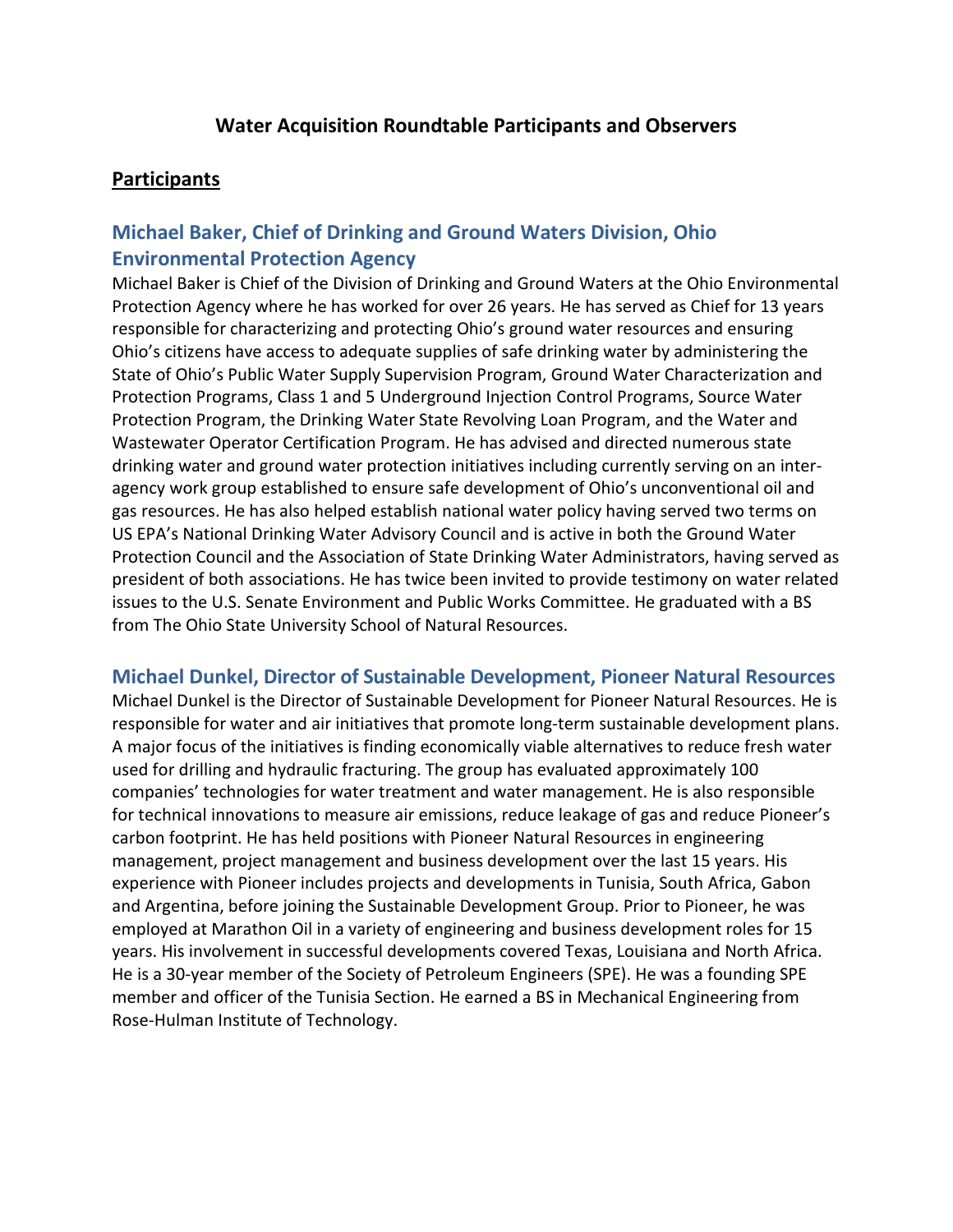# Water Acquisition Roundtable Participants and Observers

## Participants

### Michael Baker, Chief of Drinking and Ground Waters Division, Ohio Environmental Protection Agency

Michael Baker is Chief of the Division of Drinking and Ground Waters at the Ohio Environmental Protection Agency where he has worked for over 26 years. He has served as Chief for 13 years responsible for characterizing and protecting Ohio's ground water resources and ensuring Ohio's citizens have access to adequate supplies of safe drinking water by administering the State of Ohio's Public Water Supply Supervision Program, Ground Water Characterization and Protection Programs, Class 1 and 5 Underground Injection Control Programs, Source Water Protection Program, the Drinking Water State Revolving Loan Program, and the Water and Wastewater Operator Certification Program. He has advised and directed numerous state drinking water and ground water protection initiatives including currently serving on an inter-agency work group established to ensure safe development of Ohio's unconventional oil and gas resources. He has also helped establish national water policy having served two terms on US EPA's National Drinking Water Advisory Council and is active in both the Ground Water Protection Council and the Association of State Drinking Water Administrators, having served as president of both associations. He has twice been invited to provide testimony on water related issues to the U.S. Senate Environment and Public Works Committee. He graduated with a BS from The Ohio State University School of Natural Resources.

### Michael Dunkel, Director of Sustainable Development, Pioneer Natural Resources

Michael Dunkel is the Director of Sustainable Development for Pioneer Natural Resources. He is responsible for water and air initiatives that promote long-term sustainable development plans. A major focus of the initiatives is finding economically viable alternatives to reduce fresh water used for drilling and hydraulic fracturing. The group has evaluated approximately 100 companies' technologies for water treatment and water management. He is also responsible for technical innovations to measure air emissions, reduce leakage of gas and reduce Pioneer's carbon footprint. He has held positions with Pioneer Natural Resources in engineering management, project management and business development over the last 15 years. His experience with Pioneer includes projects and developments in Tunisia, South Africa, Gabon and Argentina, before joining the Sustainable Development Group. Prior to Pioneer, he was employed at Marathon Oil in a variety of engineering and business development roles for 15 years. His involvement in successful developments covered Texas, Louisiana and North Africa. He is a 30-year member of the Society of Petroleum Engineers (SPE). He was a founding SPE member and officer of the Tunisia Section. He earned a BS in Mechanical Engineering from Rose-Hulman Institute of Technology.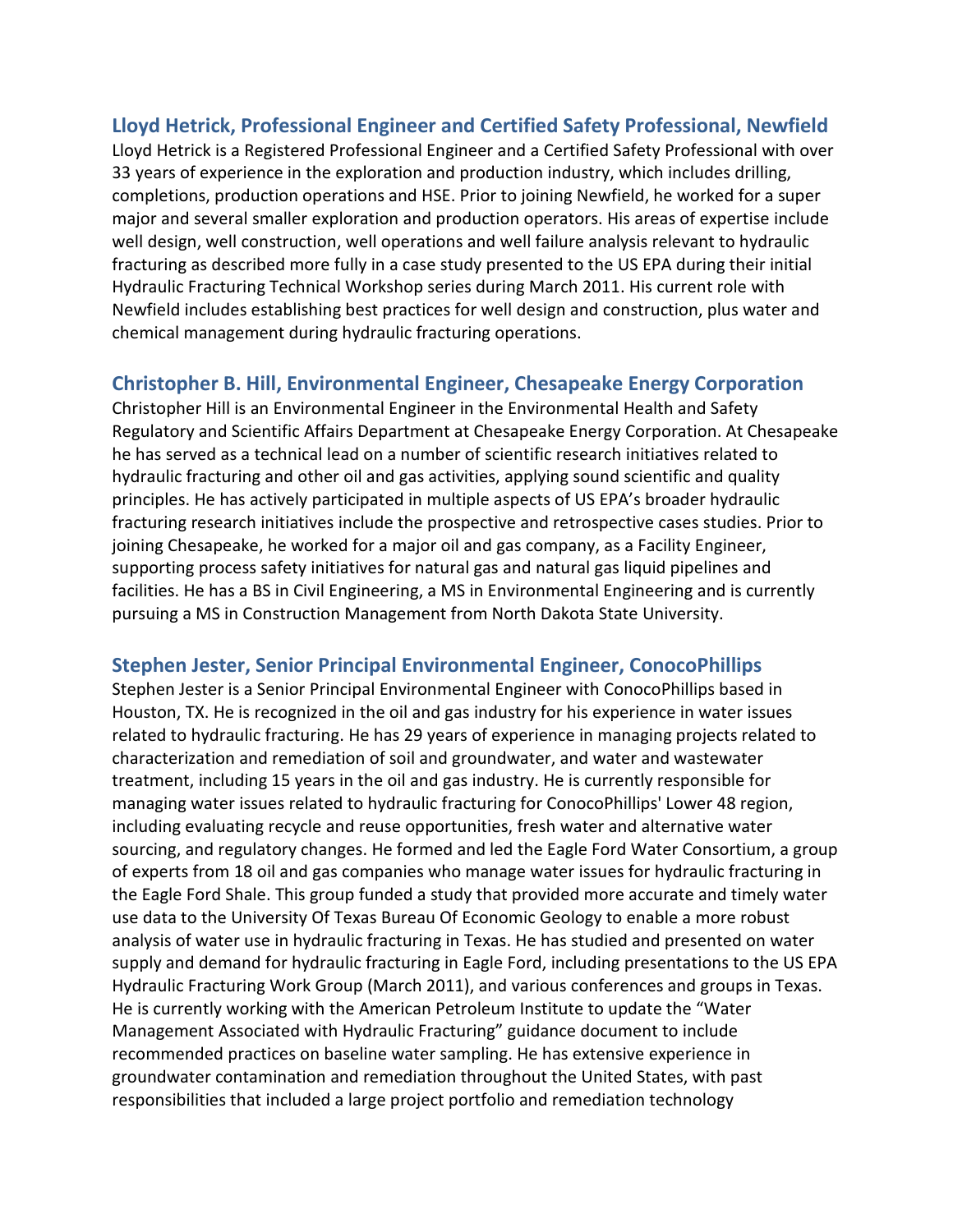### Lloyd Hetrick, Professional Engineer and Certified Safety Professional, Newfield

Lloyd Hetrick is a Registered Professional Engineer and a Certified Safety Professional with over 33 years of experience in the exploration and production industry, which includes drilling, completions, production operations and HSE. Prior to joining Newfield, he worked for a super major and several smaller exploration and production operators. His areas of expertise include well design, well construction, well operations and well failure analysis relevant to hydraulic fracturing as described more fully in a case study presented to the US EPA during their initial Hydraulic Fracturing Technical Workshop series during March 2011. His current role with Newfield includes establishing best practices for well design and construction, plus water and chemical management during hydraulic fracturing operations.

### Christopher B. Hill, Environmental Engineer, Chesapeake Energy Corporation

Christopher Hill is an Environmental Engineer in the Environmental Health and Safety Regulatory and Scientific Affairs Department at Chesapeake Energy Corporation. At Chesapeake he has served as a technical lead on a number of scientific research initiatives related to hydraulic fracturing and other oil and gas activities, applying sound scientific and quality principles. He has actively participated in multiple aspects of US EPA's broader hydraulic fracturing research initiatives include the prospective and retrospective cases studies. Prior to joining Chesapeake, he worked for a major oil and gas company, as a Facility Engineer, supporting process safety initiatives for natural gas and natural gas liquid pipelines and facilities. He has a BS in Civil Engineering, a MS in Environmental Engineering and is currently pursuing a MS in Construction Management from North Dakota State University.

### Stephen Jester, Senior Principal Environmental Engineer, ConocoPhillips

Stephen Jester is a Senior Principal Environmental Engineer with ConocoPhillips based in Houston, TX. He is recognized in the oil and gas industry for his experience in water issues related to hydraulic fracturing. He has 29 years of experience in managing projects related to characterization and remediation of soil and groundwater, and water and wastewater treatment, including 15 years in the oil and gas industry. He is currently responsible for managing water issues related to hydraulic fracturing for ConocoPhillips' Lower 48 region, including evaluating recycle and reuse opportunities, fresh water and alternative water sourcing, and regulatory changes. He formed and led the Eagle Ford Water Consortium, a group of experts from 18 oil and gas companies who manage water issues for hydraulic fracturing in the Eagle Ford Shale. This group funded a study that provided more accurate and timely water use data to the University Of Texas Bureau Of Economic Geology to enable a more robust analysis of water use in hydraulic fracturing in Texas. He has studied and presented on water supply and demand for hydraulic fracturing in Eagle Ford, including presentations to the US EPA Hydraulic Fracturing Work Group (March 2011), and various conferences and groups in Texas. He is currently working with the American Petroleum Institute to update the "Water Management Associated with Hydraulic Fracturing" guidance document to include recommended practices on baseline water sampling. He has extensive experience in groundwater contamination and remediation throughout the United States, with past responsibilities that included a large project portfolio and remediation technology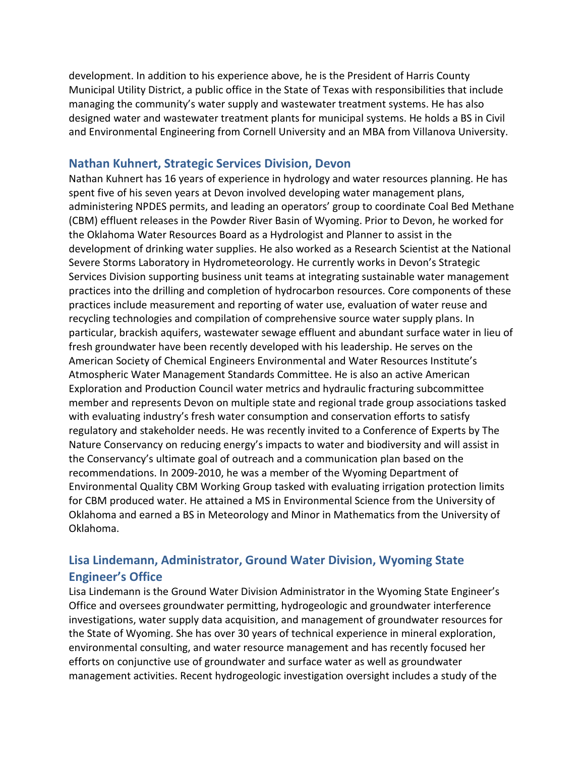development. In addition to his experience above, he is the President of Harris County Municipal Utility District, a public office in the State of Texas with responsibilities that include managing the community's water supply and wastewater treatment systems. He has also designed water and wastewater treatment plants for municipal systems. He holds a BS in Civil and Environmental Engineering from Cornell University and an MBA from Villanova University.

## Nathan Kuhnert, Strategic Services Division, Devon

Nathan Kuhnert has 16 years of experience in hydrology and water resources planning. He has spent five of his seven years at Devon involved developing water management plans, administering NPDES permits, and leading an operators' group to coordinate Coal Bed Methane (CBM) effluent releases in the Powder River Basin of Wyoming. Prior to Devon, he worked for the Oklahoma Water Resources Board as a Hydrologist and Planner to assist in the development of drinking water supplies. He also worked as a Research Scientist at the National Severe Storms Laboratory in Hydrometeorology. He currently works in Devon's Strategic Services Division supporting business unit teams at integrating sustainable water management practices into the drilling and completion of hydrocarbon resources. Core components of these practices include measurement and reporting of water use, evaluation of water reuse and recycling technologies and compilation of comprehensive source water supply plans. In particular, brackish aquifers, wastewater sewage effluent and abundant surface water in lieu of fresh groundwater have been recently developed with his leadership. He serves on the American Society of Chemical Engineers Environmental and Water Resources Institute's Atmospheric Water Management Standards Committee. He is also an active American Exploration and Production Council water metrics and hydraulic fracturing subcommittee member and represents Devon on multiple state and regional trade group associations tasked with evaluating industry's fresh water consumption and conservation efforts to satisfy regulatory and stakeholder needs. He was recently invited to a Conference of Experts by The Nature Conservancy on reducing energy's impacts to water and biodiversity and will assist in the Conservancy's ultimate goal of outreach and a communication plan based on the recommendations. In 2009-2010, he was a member of the Wyoming Department of Environmental Quality CBM Working Group tasked with evaluating irrigation protection limits for CBM produced water. He attained a MS in Environmental Science from the University of Oklahoma and earned a BS in Meteorology and Minor in Mathematics from the University of Oklahoma.

## Lisa Lindemann, Administrator, Ground Water Division, Wyoming State Engineer's Office

Lisa Lindemann is the Ground Water Division Administrator in the Wyoming State Engineer's Office and oversees groundwater permitting, hydrogeologic and groundwater interference investigations, water supply data acquisition, and management of groundwater resources for the State of Wyoming. She has over 30 years of technical experience in mineral exploration, environmental consulting, and water resource management and has recently focused her efforts on conjunctive use of groundwater and surface water as well as groundwater management activities. Recent hydrogeologic investigation oversight includes a study of the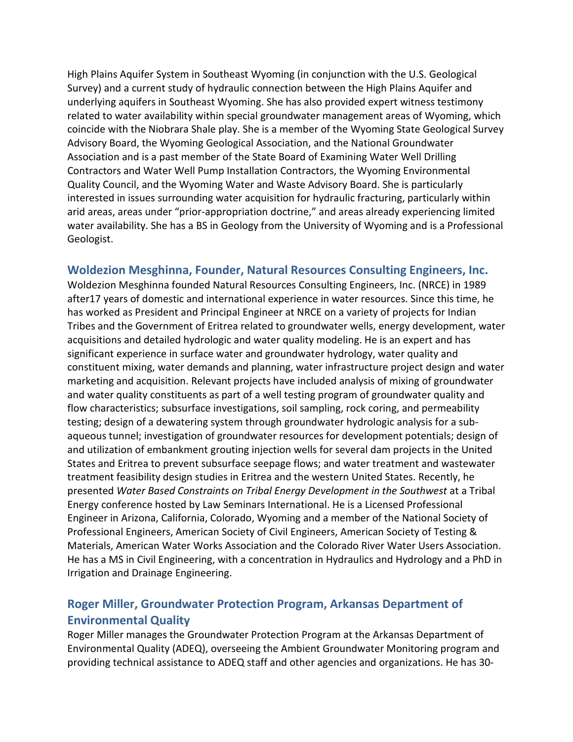High Plains Aquifer System in Southeast Wyoming (in conjunction with the U.S. Geological Survey) and a current study of hydraulic connection between the High Plains Aquifer and underlying aquifers in Southeast Wyoming. She has also provided expert witness testimony related to water availability within special groundwater management areas of Wyoming, which coincide with the Niobrara Shale play. She is a member of the Wyoming State Geological Survey Advisory Board, the Wyoming Geological Association, and the National Groundwater Association and is a past member of the State Board of Examining Water Well Drilling Contractors and Water Well Pump Installation Contractors, the Wyoming Environmental Quality Council, and the Wyoming Water and Waste Advisory Board. She is particularly interested in issues surrounding water acquisition for hydraulic fracturing, particularly within arid areas, areas under "prior-appropriation doctrine," and areas already experiencing limited water availability. She has a BS in Geology from the University of Wyoming and is a Professional Geologist.

## Woldezion Mesghinna, Founder, Natural Resources Consulting Engineers, Inc.

Woldezion Mesghinna founded Natural Resources Consulting Engineers, Inc. (NRCE) in 1989 after17 years of domestic and international experience in water resources. Since this time, he has worked as President and Principal Engineer at NRCE on a variety of projects for Indian Tribes and the Government of Eritrea related to groundwater wells, energy development, water acquisitions and detailed hydrologic and water quality modeling. He is an expert and has significant experience in surface water and groundwater hydrology, water quality and constituent mixing, water demands and planning, water infrastructure project design and water marketing and acquisition. Relevant projects have included analysis of mixing of groundwater and water quality constituents as part of a well testing program of groundwater quality and flow characteristics; subsurface investigations, soil sampling, rock coring, and permeability testing; design of a dewatering system through groundwater hydrologic analysis for a sub-aqueous tunnel; investigation of groundwater resources for development potentials; design of and utilization of embankment grouting injection wells for several dam projects in the United States and Eritrea to prevent subsurface seepage flows; and water treatment and wastewater treatment feasibility design studies in Eritrea and the western United States. Recently, he presented *Water Based Constraints on Tribal Energy Development in the Southwest* at a Tribal Energy conference hosted by Law Seminars International. He is a Licensed Professional Engineer in Arizona, California, Colorado, Wyoming and a member of the National Society of Professional Engineers, American Society of Civil Engineers, American Society of Testing & Materials, American Water Works Association and the Colorado River Water Users Association. He has a MS in Civil Engineering, with a concentration in Hydraulics and Hydrology and a PhD in Irrigation and Drainage Engineering.

## Roger Miller, Groundwater Protection Program, Arkansas Department of Environmental Quality

Roger Miller manages the Groundwater Protection Program at the Arkansas Department of Environmental Quality (ADEQ), overseeing the Ambient Groundwater Monitoring program and providing technical assistance to ADEQ staff and other agencies and organizations. He has 30-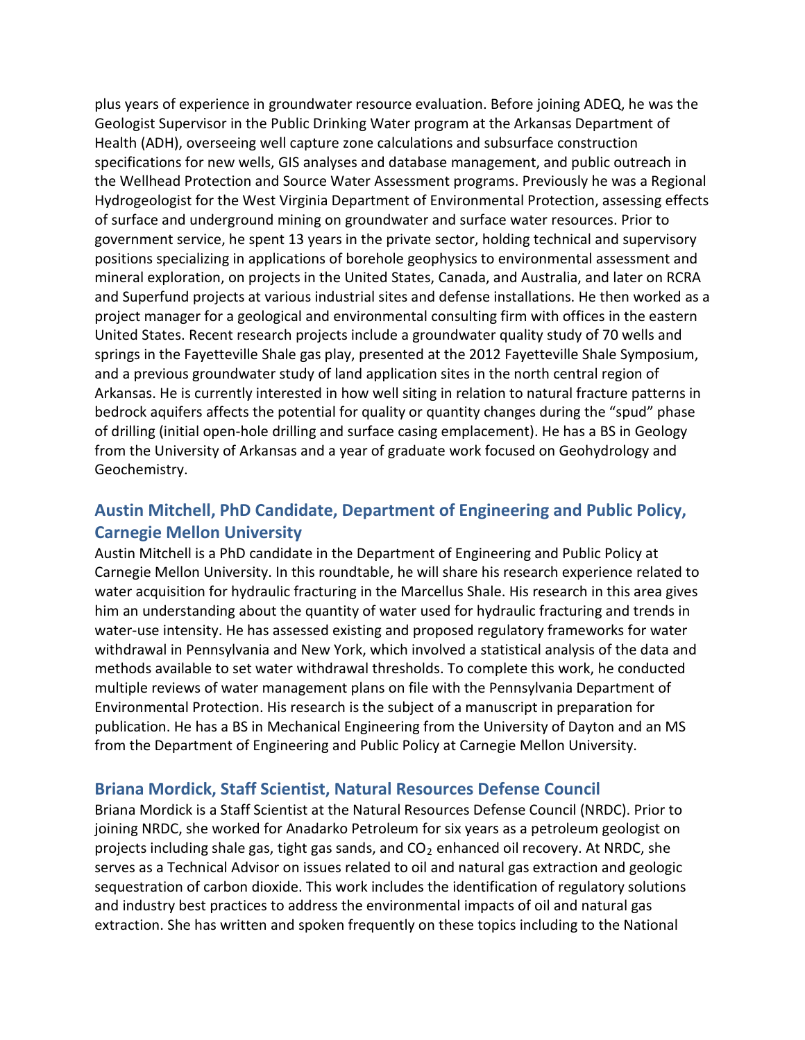plus years of experience in groundwater resource evaluation. Before joining ADEQ, he was the Geologist Supervisor in the Public Drinking Water program at the Arkansas Department of Health (ADH), overseeing well capture zone calculations and subsurface construction specifications for new wells, GIS analyses and database management, and public outreach in the Wellhead Protection and Source Water Assessment programs. Previously he was a Regional Hydrogeologist for the West Virginia Department of Environmental Protection, assessing effects of surface and underground mining on groundwater and surface water resources. Prior to government service, he spent 13 years in the private sector, holding technical and supervisory positions specializing in applications of borehole geophysics to environmental assessment and mineral exploration, on projects in the United States, Canada, and Australia, and later on RCRA and Superfund projects at various industrial sites and defense installations. He then worked as a project manager for a geological and environmental consulting firm with offices in the eastern United States. Recent research projects include a groundwater quality study of 70 wells and springs in the Fayetteville Shale gas play, presented at the 2012 Fayetteville Shale Symposium, and a previous groundwater study of land application sites in the north central region of Arkansas. He is currently interested in how well siting in relation to natural fracture patterns in bedrock aquifers affects the potential for quality or quantity changes during the "spud" phase of drilling (initial open-hole drilling and surface casing emplacement). He has a BS in Geology from the University of Arkansas and a year of graduate work focused on Geohydrology and Geochemistry.

## Austin Mitchell, PhD Candidate, Department of Engineering and Public Policy, Carnegie Mellon University

Austin Mitchell is a PhD candidate in the Department of Engineering and Public Policy at Carnegie Mellon University. In this roundtable, he will share his research experience related to water acquisition for hydraulic fracturing in the Marcellus Shale. His research in this area gives him an understanding about the quantity of water used for hydraulic fracturing and trends in water-use intensity. He has assessed existing and proposed regulatory frameworks for water withdrawal in Pennsylvania and New York, which involved a statistical analysis of the data and methods available to set water withdrawal thresholds. To complete this work, he conducted multiple reviews of water management plans on file with the Pennsylvania Department of Environmental Protection. His research is the subject of a manuscript in preparation for publication. He has a BS in Mechanical Engineering from the University of Dayton and an MS from the Department of Engineering and Public Policy at Carnegie Mellon University.

## Briana Mordick, Staff Scientist, Natural Resources Defense Council

Briana Mordick is a Staff Scientist at the Natural Resources Defense Council (NRDC). Prior to joining NRDC, she worked for Anadarko Petroleum for six years as a petroleum geologist on projects including shale gas, tight gas sands, and $CO_2$ enhanced oil recovery. At NRDC, she serves as a Technical Advisor on issues related to oil and natural gas extraction and geologic sequestration of carbon dioxide. This work includes the identification of regulatory solutions and industry best practices to address the environmental impacts of oil and natural gas extraction. She has written and spoken frequently on these topics including to the National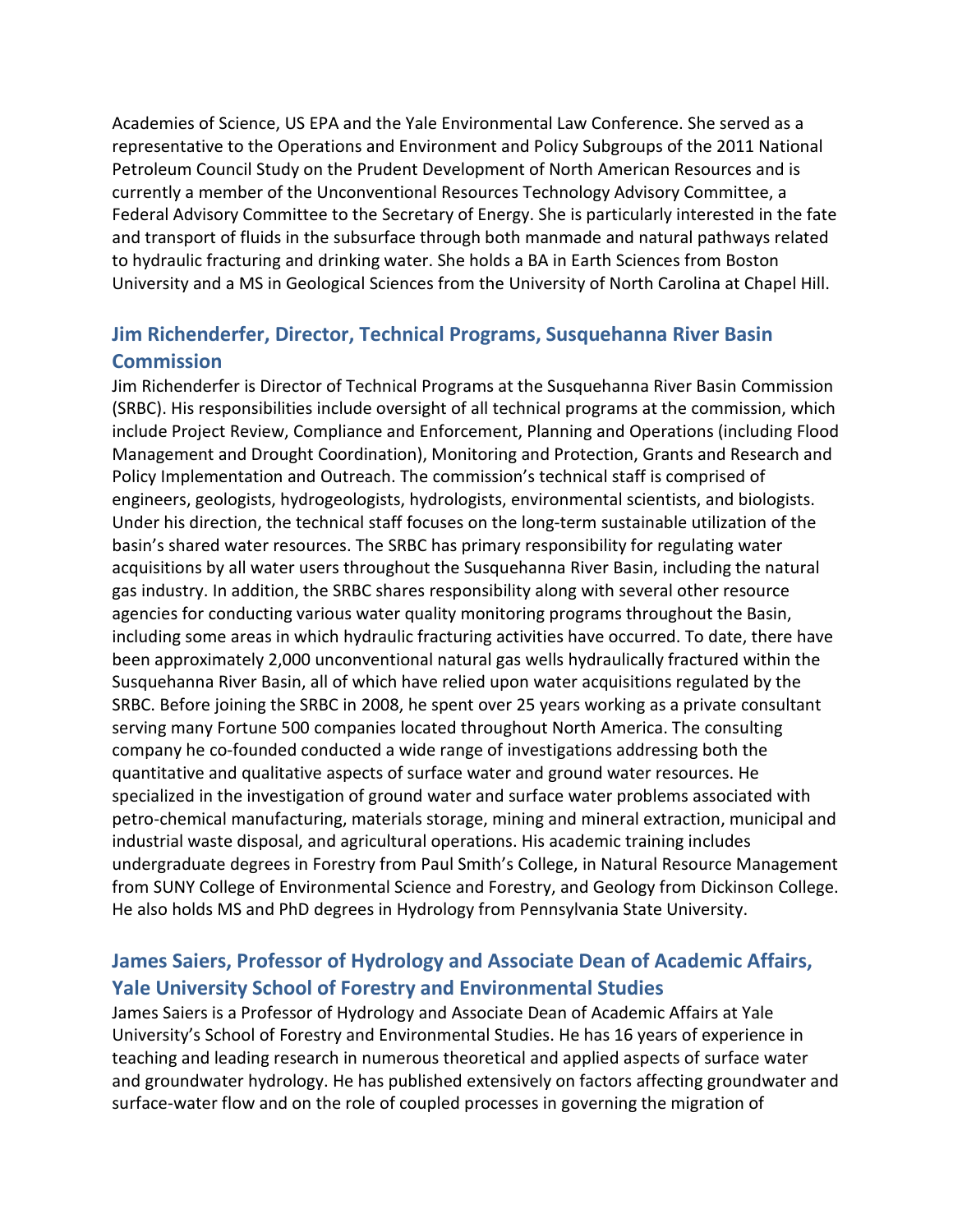Academies of Science, US EPA and the Yale Environmental Law Conference. She served as a representative to the Operations and Environment and Policy Subgroups of the 2011 National Petroleum Council Study on the Prudent Development of North American Resources and is currently a member of the Unconventional Resources Technology Advisory Committee, a Federal Advisory Committee to the Secretary of Energy. She is particularly interested in the fate and transport of fluids in the subsurface through both manmade and natural pathways related to hydraulic fracturing and drinking water. She holds a BA in Earth Sciences from Boston University and a MS in Geological Sciences from the University of North Carolina at Chapel Hill.

## Jim Richenderfer, Director, Technical Programs, Susquehanna River Basin Commission

Jim Richenderfer is Director of Technical Programs at the Susquehanna River Basin Commission (SRBC). His responsibilities include oversight of all technical programs at the commission, which include Project Review, Compliance and Enforcement, Planning and Operations (including Flood Management and Drought Coordination), Monitoring and Protection, Grants and Research and Policy Implementation and Outreach. The commission's technical staff is comprised of engineers, geologists, hydrogeologists, hydrologists, environmental scientists, and biologists. Under his direction, the technical staff focuses on the long-term sustainable utilization of the basin's shared water resources. The SRBC has primary responsibility for regulating water acquisitions by all water users throughout the Susquehanna River Basin, including the natural gas industry. In addition, the SRBC shares responsibility along with several other resource agencies for conducting various water quality monitoring programs throughout the Basin, including some areas in which hydraulic fracturing activities have occurred. To date, there have been approximately 2,000 unconventional natural gas wells hydraulically fractured within the Susquehanna River Basin, all of which have relied upon water acquisitions regulated by the SRBC. Before joining the SRBC in 2008, he spent over 25 years working as a private consultant serving many Fortune 500 companies located throughout North America. The consulting company he co-founded conducted a wide range of investigations addressing both the quantitative and qualitative aspects of surface water and ground water resources. He specialized in the investigation of ground water and surface water problems associated with petro-chemical manufacturing, materials storage, mining and mineral extraction, municipal and industrial waste disposal, and agricultural operations. His academic training includes undergraduate degrees in Forestry from Paul Smith's College, in Natural Resource Management from SUNY College of Environmental Science and Forestry, and Geology from Dickinson College. He also holds MS and PhD degrees in Hydrology from Pennsylvania State University.

## James Saiers, Professor of Hydrology and Associate Dean of Academic Affairs, Yale University School of Forestry and Environmental Studies

James Saiers is a Professor of Hydrology and Associate Dean of Academic Affairs at Yale University's School of Forestry and Environmental Studies. He has 16 years of experience in teaching and leading research in numerous theoretical and applied aspects of surface water and groundwater hydrology. He has published extensively on factors affecting groundwater and surface-water flow and on the role of coupled processes in governing the migration of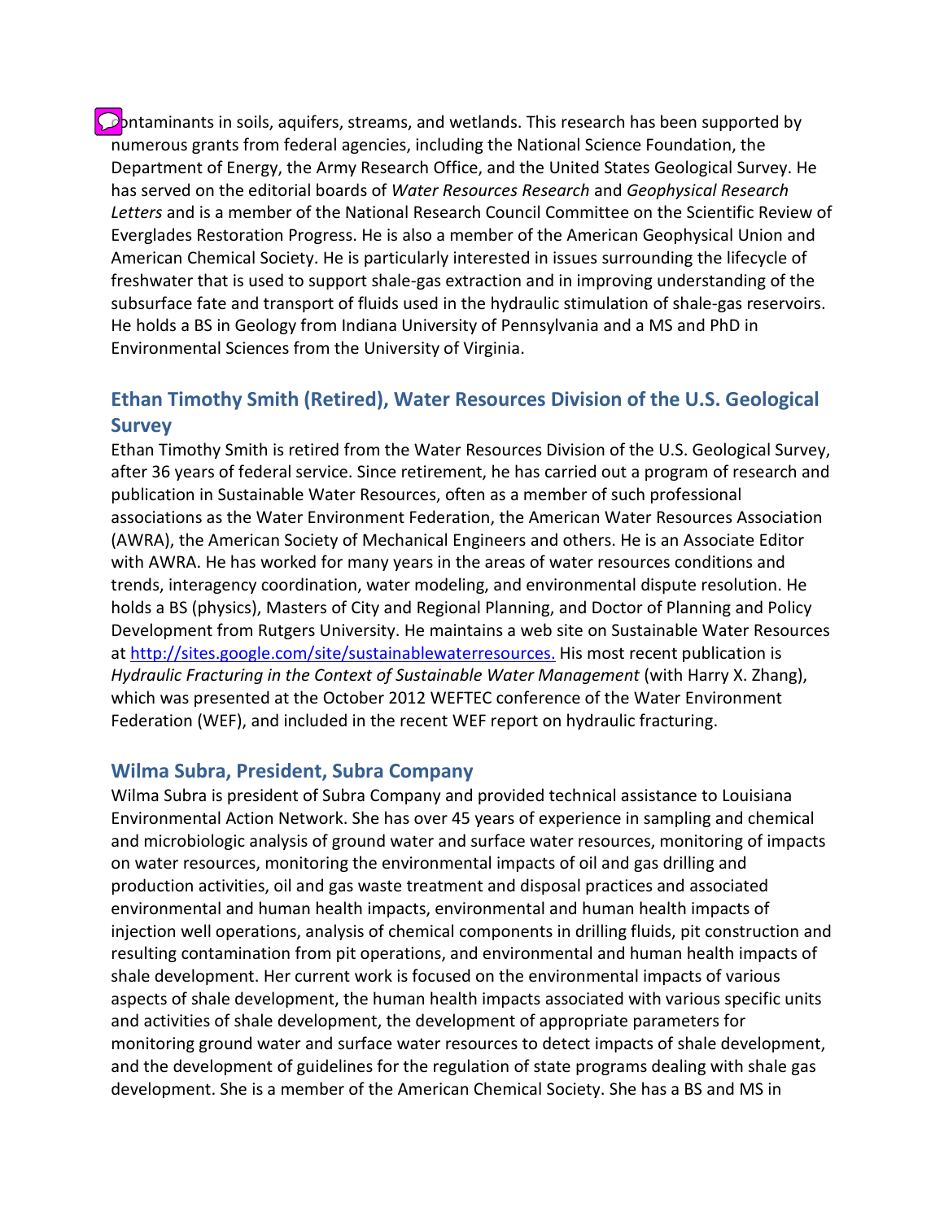contaminants in soils, aquifers, streams, and wetlands. This research has been supported by numerous grants from federal agencies, including the National Science Foundation, the Department of Energy, the Army Research Office, and the United States Geological Survey. He has served on the editorial boards of *Water Resources Research* and *Geophysical Research Letters* and is a member of the National Research Council Committee on the Scientific Review of Everglades Restoration Progress. He is also a member of the American Geophysical Union and American Chemical Society. He is particularly interested in issues surrounding the lifecycle of freshwater that is used to support shale-gas extraction and in improving understanding of the subsurface fate and transport of fluids used in the hydraulic stimulation of shale-gas reservoirs. He holds a BS in Geology from Indiana University of Pennsylvania and a MS and PhD in Environmental Sciences from the University of Virginia.

### Ethan Timothy Smith (Retired), Water Resources Division of the U.S. Geological Survey

Ethan Timothy Smith is retired from the Water Resources Division of the U.S. Geological Survey, after 36 years of federal service. Since retirement, he has carried out a program of research and publication in Sustainable Water Resources, often as a member of such professional associations as the Water Environment Federation, the American Water Resources Association (AWRA), the American Society of Mechanical Engineers and others. He is an Associate Editor with AWRA. He has worked for many years in the areas of water resources conditions and trends, interagency coordination, water modeling, and environmental dispute resolution. He holds a BS (physics), Masters of City and Regional Planning, and Doctor of Planning and Policy Development from Rutgers University. He maintains a web site on Sustainable Water Resources at http://sites.google.com/site/sustainablewaterresources. His most recent publication is *Hydraulic Fracturing in the Context of Sustainable Water Management* (with Harry X. Zhang), which was presented at the October 2012 WEFTEC conference of the Water Environment Federation (WEF), and included in the recent WEF report on hydraulic fracturing.

### Wilma Subra, President, Subra Company

Wilma Subra is president of Subra Company and provided technical assistance to Louisiana Environmental Action Network. She has over 45 years of experience in sampling and chemical and microbiologic analysis of ground water and surface water resources, monitoring of impacts on water resources, monitoring the environmental impacts of oil and gas drilling and production activities, oil and gas waste treatment and disposal practices and associated environmental and human health impacts, environmental and human health impacts of injection well operations, analysis of chemical components in drilling fluids, pit construction and resulting contamination from pit operations, and environmental and human health impacts of shale development. Her current work is focused on the environmental impacts of various aspects of shale development, the human health impacts associated with various specific units and activities of shale development, the development of appropriate parameters for monitoring ground water and surface water resources to detect impacts of shale development, and the development of guidelines for the regulation of state programs dealing with shale gas development. She is a member of the American Chemical Society. She has a BS and MS in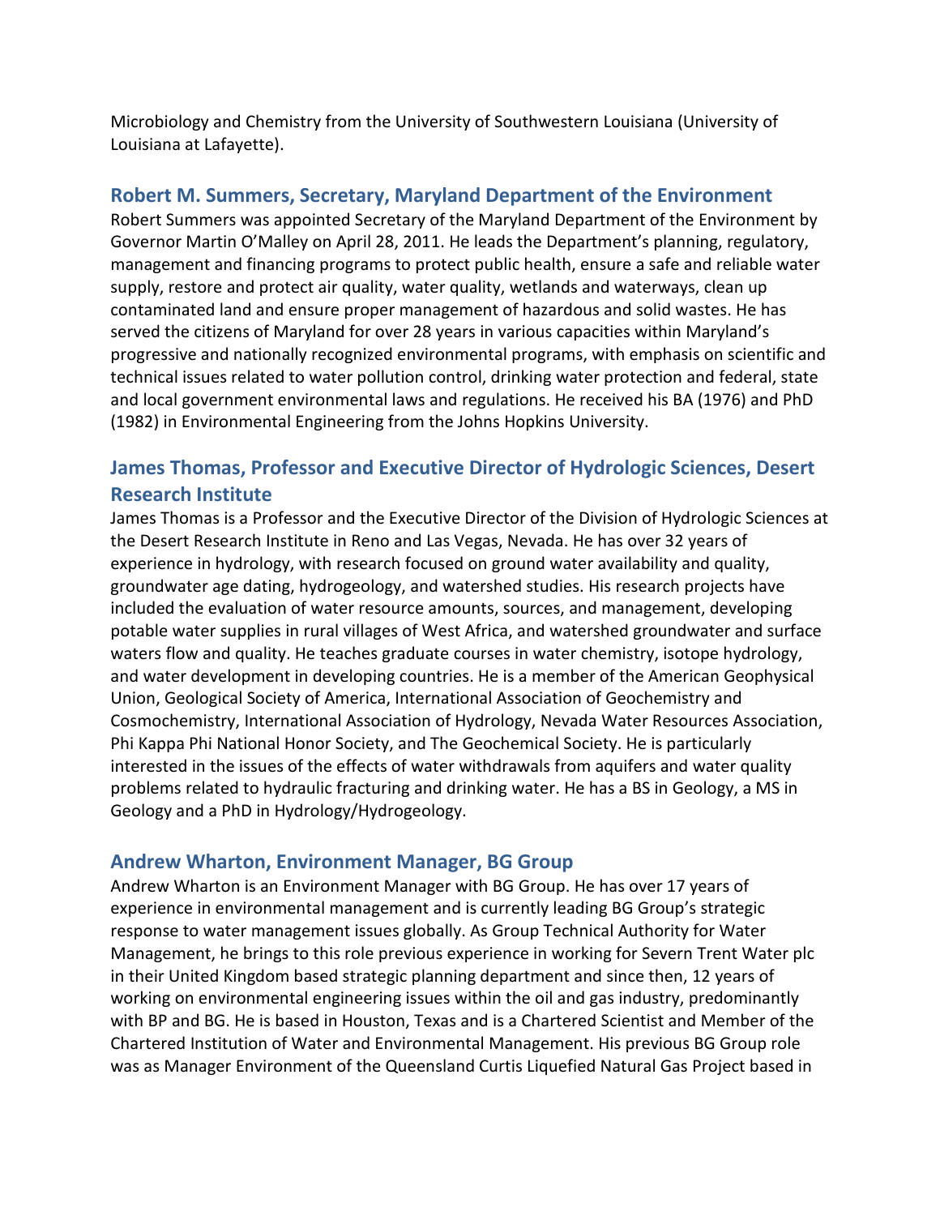Microbiology and Chemistry from the University of Southwestern Louisiana (University of Louisiana at Lafayette).

### Robert M. Summers, Secretary, Maryland Department of the Environment

Robert Summers was appointed Secretary of the Maryland Department of the Environment by Governor Martin O'Malley on April 28, 2011. He leads the Department's planning, regulatory, management and financing programs to protect public health, ensure a safe and reliable water supply, restore and protect air quality, water quality, wetlands and waterways, clean up contaminated land and ensure proper management of hazardous and solid wastes. He has served the citizens of Maryland for over 28 years in various capacities within Maryland's progressive and nationally recognized environmental programs, with emphasis on scientific and technical issues related to water pollution control, drinking water protection and federal, state and local government environmental laws and regulations. He received his BA (1976) and PhD (1982) in Environmental Engineering from the Johns Hopkins University.

### James Thomas, Professor and Executive Director of Hydrologic Sciences, Desert Research Institute

James Thomas is a Professor and the Executive Director of the Division of Hydrologic Sciences at the Desert Research Institute in Reno and Las Vegas, Nevada. He has over 32 years of experience in hydrology, with research focused on ground water availability and quality, groundwater age dating, hydrogeology, and watershed studies. His research projects have included the evaluation of water resource amounts, sources, and management, developing potable water supplies in rural villages of West Africa, and watershed groundwater and surface waters flow and quality. He teaches graduate courses in water chemistry, isotope hydrology, and water development in developing countries. He is a member of the American Geophysical Union, Geological Society of America, International Association of Geochemistry and Cosmochemistry, International Association of Hydrology, Nevada Water Resources Association, Phi Kappa Phi National Honor Society, and The Geochemical Society. He is particularly interested in the issues of the effects of water withdrawals from aquifers and water quality problems related to hydraulic fracturing and drinking water. He has a BS in Geology, a MS in Geology and a PhD in Hydrology/Hydrogeology.

### Andrew Wharton, Environment Manager, BG Group

Andrew Wharton is an Environment Manager with BG Group. He has over 17 years of experience in environmental management and is currently leading BG Group's strategic response to water management issues globally. As Group Technical Authority for Water Management, he brings to this role previous experience in working for Severn Trent Water plc in their United Kingdom based strategic planning department and since then, 12 years of working on environmental engineering issues within the oil and gas industry, predominantly with BP and BG. He is based in Houston, Texas and is a Chartered Scientist and Member of the Chartered Institution of Water and Environmental Management. His previous BG Group role was as Manager Environment of the Queensland Curtis Liquefied Natural Gas Project based in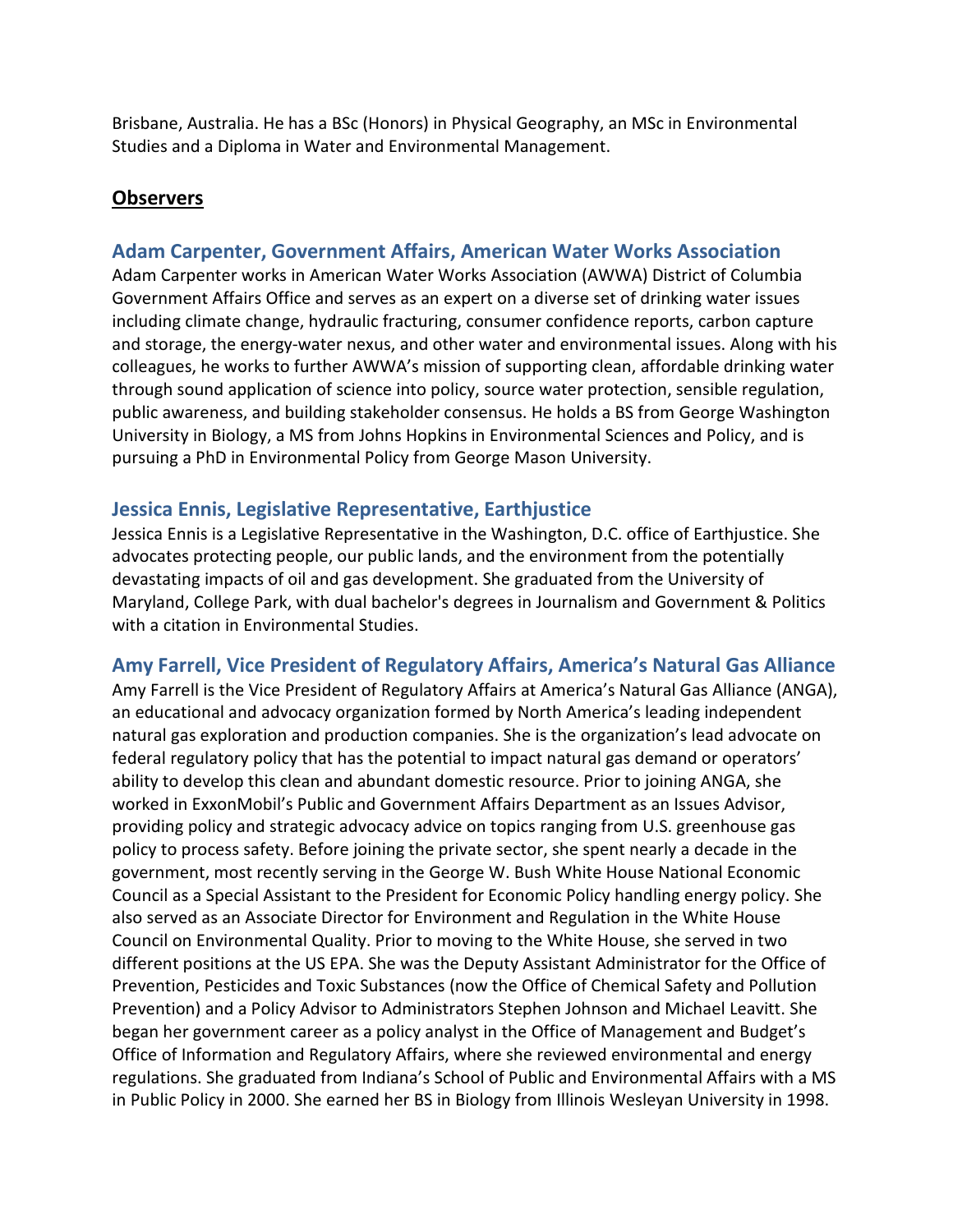Brisbane, Australia. He has a BSc (Honors) in Physical Geography, an MSc in Environmental Studies and a Diploma in Water and Environmental Management.

## Observers

### Adam Carpenter, Government Affairs, American Water Works Association

Adam Carpenter works in American Water Works Association (AWWA) District of Columbia Government Affairs Office and serves as an expert on a diverse set of drinking water issues including climate change, hydraulic fracturing, consumer confidence reports, carbon capture and storage, the energy-water nexus, and other water and environmental issues. Along with his colleagues, he works to further AWWA's mission of supporting clean, affordable drinking water through sound application of science into policy, source water protection, sensible regulation, public awareness, and building stakeholder consensus. He holds a BS from George Washington University in Biology, a MS from Johns Hopkins in Environmental Sciences and Policy, and is pursuing a PhD in Environmental Policy from George Mason University.

### Jessica Ennis, Legislative Representative, Earthjustice

Jessica Ennis is a Legislative Representative in the Washington, D.C. office of Earthjustice. She advocates protecting people, our public lands, and the environment from the potentially devastating impacts of oil and gas development. She graduated from the University of Maryland, College Park, with dual bachelor's degrees in Journalism and Government & Politics with a citation in Environmental Studies.

### Amy Farrell, Vice President of Regulatory Affairs, America's Natural Gas Alliance

Amy Farrell is the Vice President of Regulatory Affairs at America's Natural Gas Alliance (ANGA), an educational and advocacy organization formed by North America's leading independent natural gas exploration and production companies. She is the organization's lead advocate on federal regulatory policy that has the potential to impact natural gas demand or operators' ability to develop this clean and abundant domestic resource. Prior to joining ANGA, she worked in ExxonMobil's Public and Government Affairs Department as an Issues Advisor, providing policy and strategic advocacy advice on topics ranging from U.S. greenhouse gas policy to process safety. Before joining the private sector, she spent nearly a decade in the government, most recently serving in the George W. Bush White House National Economic Council as a Special Assistant to the President for Economic Policy handling energy policy. She also served as an Associate Director for Environment and Regulation in the White House Council on Environmental Quality. Prior to moving to the White House, she served in two different positions at the US EPA. She was the Deputy Assistant Administrator for the Office of Prevention, Pesticides and Toxic Substances (now the Office of Chemical Safety and Pollution Prevention) and a Policy Advisor to Administrators Stephen Johnson and Michael Leavitt. She began her government career as a policy analyst in the Office of Management and Budget's Office of Information and Regulatory Affairs, where she reviewed environmental and energy regulations. She graduated from Indiana's School of Public and Environmental Affairs with a MS in Public Policy in 2000. She earned her BS in Biology from Illinois Wesleyan University in 1998.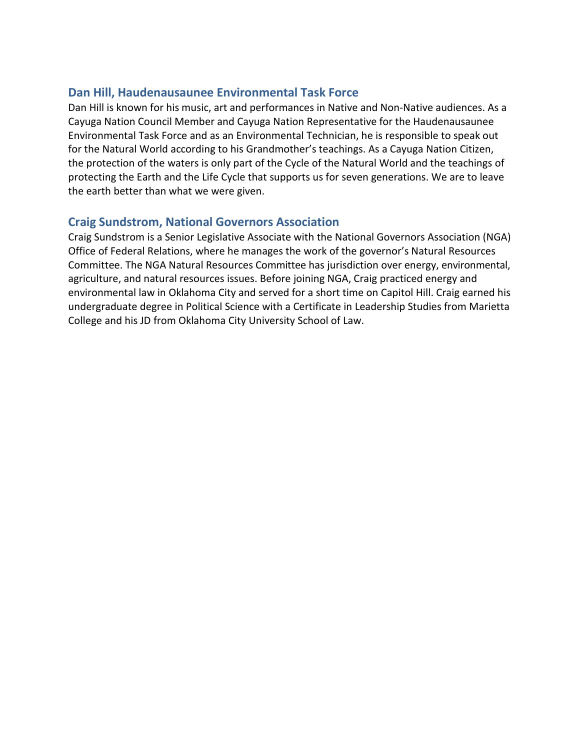### Dan Hill, Haudenausaunee Environmental Task Force

Dan Hill is known for his music, art and performances in Native and Non-Native audiences. As a Cayuga Nation Council Member and Cayuga Nation Representative for the Haudenausaunee Environmental Task Force and as an Environmental Technician, he is responsible to speak out for the Natural World according to his Grandmother's teachings. As a Cayuga Nation Citizen, the protection of the waters is only part of the Cycle of the Natural World and the teachings of protecting the Earth and the Life Cycle that supports us for seven generations. We are to leave the earth better than what we were given.

### Craig Sundstrom, National Governors Association

Craig Sundstrom is a Senior Legislative Associate with the National Governors Association (NGA) Office of Federal Relations, where he manages the work of the governor's Natural Resources Committee. The NGA Natural Resources Committee has jurisdiction over energy, environmental, agriculture, and natural resources issues. Before joining NGA, Craig practiced energy and environmental law in Oklahoma City and served for a short time on Capitol Hill. Craig earned his undergraduate degree in Political Science with a Certificate in Leadership Studies from Marietta College and his JD from Oklahoma City University School of Law.